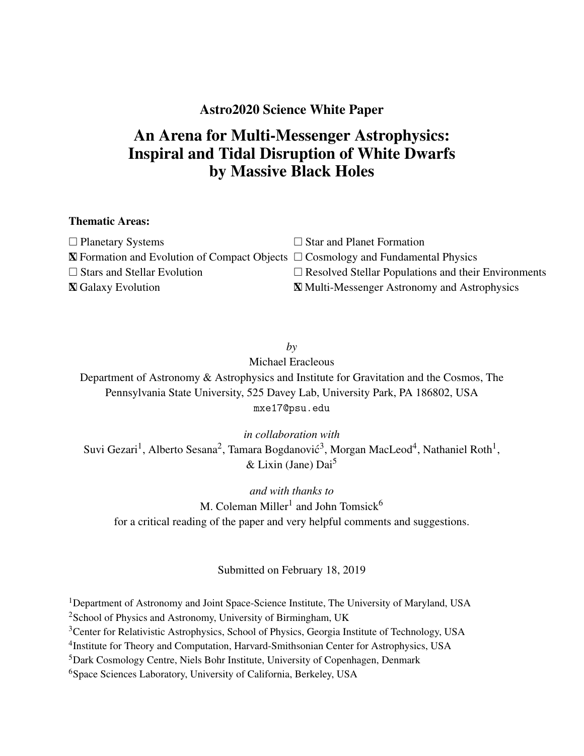**Astro2020 Science White Paper**

# An Arena for Multi-Messenger Astrophysics: Inspiral and Tidal Disruption of White Dwarfs by Massive Black Holes

**Thematic Areas:**

- ☐ Planetary Systems
- ☐ Star and Planet Formation
- ☒ Formation and Evolution of Compact Objects
- ☐ Cosmology and Fundamental Physics
- ☐ Stars and Stellar Evolution
- ☐ Resolved Stellar Populations and their Environments
- ☒ Galaxy Evolution
- ☒ Multi-Messenger Astronomy and Astrophysics

*by*

Michael Eracleous

Department of Astronomy & Astrophysics and Institute for Gravitation and the Cosmos, The Pennsylvania State University, 525 Davey Lab, University Park, PA 186802, USA

`mxe17@psu.edu`

*in collaboration with*

Suvi Gezari[1], Alberto Sesana[2], Tamara Bogdanović[3], Morgan MacLeod[4], Nathaniel Roth[1], & Lixin (Jane) Dai[5]

*and with thanks to*

M. Coleman Miller[1] and John Tomsick[6]

for a critical reading of the paper and very helpful comments and suggestions.

Submitted on February 18, 2019

[1]Department of Astronomy and Joint Space-Science Institute, The University of Maryland, USA

[2]School of Physics and Astronomy, University of Birmingham, UK

[3]Center for Relativistic Astrophysics, School of Physics, Georgia Institute of Technology, USA

[4]Institute for Theory and Computation, Harvard-Smithsonian Center for Astrophysics, USA

[5]Dark Cosmology Centre, Niels Bohr Institute, University of Copenhagen, Denmark

[6]Space Sciences Laboratory, University of California, Berkeley, USA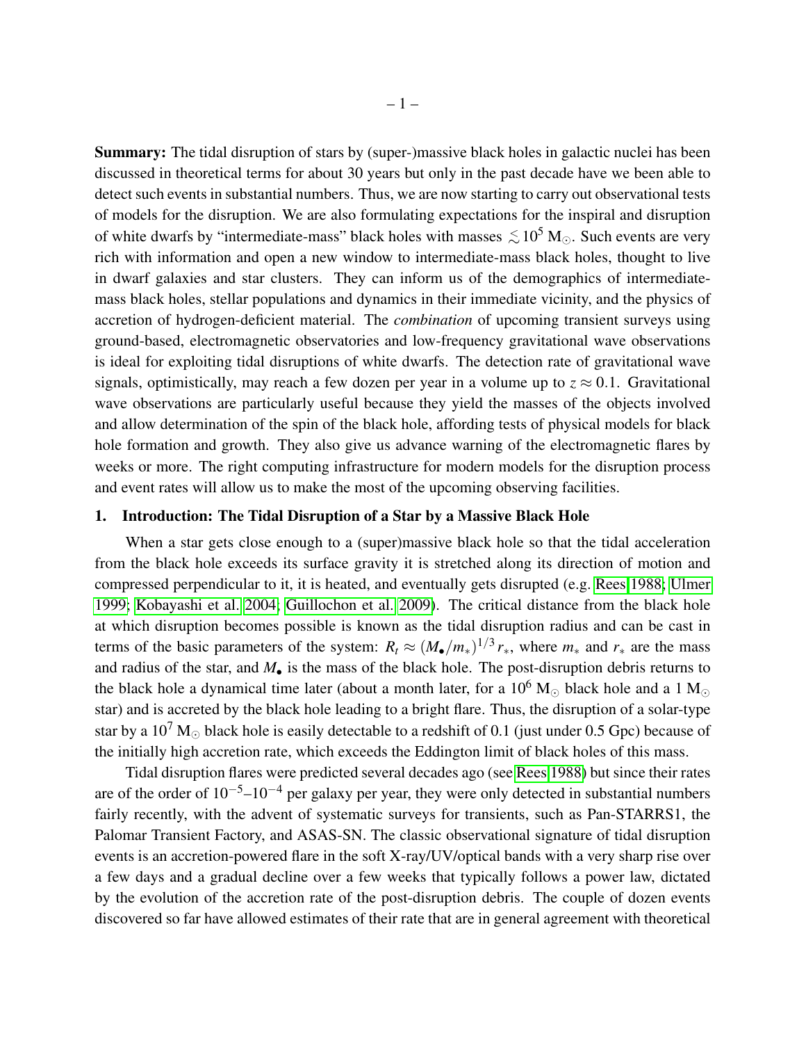**Summary:** The tidal disruption of stars by (super-)massive black holes in galactic nuclei has been discussed in theoretical terms for about 30 years but only in the past decade have we been able to detect such events in substantial numbers. Thus, we are now starting to carry out observational tests of models for the disruption. We are also formulating expectations for the inspiral and disruption of white dwarfs by "intermediate-mass" black holes with masses $\lesssim 10^5\ \mathrm{M}_\odot$. Such events are very rich with information and open a new window to intermediate-mass black holes, thought to live in dwarf galaxies and star clusters. They can inform us of the demographics of intermediate-mass black holes, stellar populations and dynamics in their immediate vicinity, and the physics of accretion of hydrogen-deficient material. The *combination* of upcoming transient surveys using ground-based, electromagnetic observatories and low-frequency gravitational wave observations is ideal for exploiting tidal disruptions of white dwarfs. The detection rate of gravitational wave signals, optimistically, may reach a few dozen per year in a volume up to $z \approx 0.1$. Gravitational wave observations are particularly useful because they yield the masses of the objects involved and allow determination of the spin of the black hole, affording tests of physical models for black hole formation and growth. They also give us advance warning of the electromagnetic flares by weeks or more. The right computing infrastructure for modern models for the disruption process and event rates will allow us to make the most of the upcoming observing facilities.

## 1. Introduction: The Tidal Disruption of a Star by a Massive Black Hole

When a star gets close enough to a (super)massive black hole so that the tidal acceleration from the black hole exceeds its surface gravity it is stretched along its direction of motion and compressed perpendicular to it, it is heated, and eventually gets disrupted (e.g. Rees 1988; Ulmer 1999; Kobayashi et al. 2004; Guillochon et al. 2009). The critical distance from the black hole at which disruption becomes possible is known as the tidal disruption radius and can be cast in terms of the basic parameters of the system: $R_t \approx (M_\bullet/m_*)^{1/3}\, r_*$, where $m_*$ and $r_*$ are the mass and radius of the star, and $M_\bullet$ is the mass of the black hole. The post-disruption debris returns to the black hole a dynamical time later (about a month later, for a $10^6\ \mathrm{M}_\odot$ black hole and a $1\ \mathrm{M}_\odot$ star) and is accreted by the black hole leading to a bright flare. Thus, the disruption of a solar-type star by a $10^7\ \mathrm{M}_\odot$ black hole is easily detectable to a redshift of 0.1 (just under 0.5 Gpc) because of the initially high accretion rate, which exceeds the Eddington limit of black holes of this mass.

Tidal disruption flares were predicted several decades ago (see Rees 1988) but since their rates are of the order of $10^{-5}$–$10^{-4}$ per galaxy per year, they were only detected in substantial numbers fairly recently, with the advent of systematic surveys for transients, such as Pan-STARRS1, the Palomar Transient Factory, and ASAS-SN. The classic observational signature of tidal disruption events is an accretion-powered flare in the soft X-ray/UV/optical bands with a very sharp rise over a few days and a gradual decline over a few weeks that typically follows a power law, dictated by the evolution of the accretion rate of the post-disruption debris. The couple of dozen events discovered so far have allowed estimates of their rate that are in general agreement with theoretical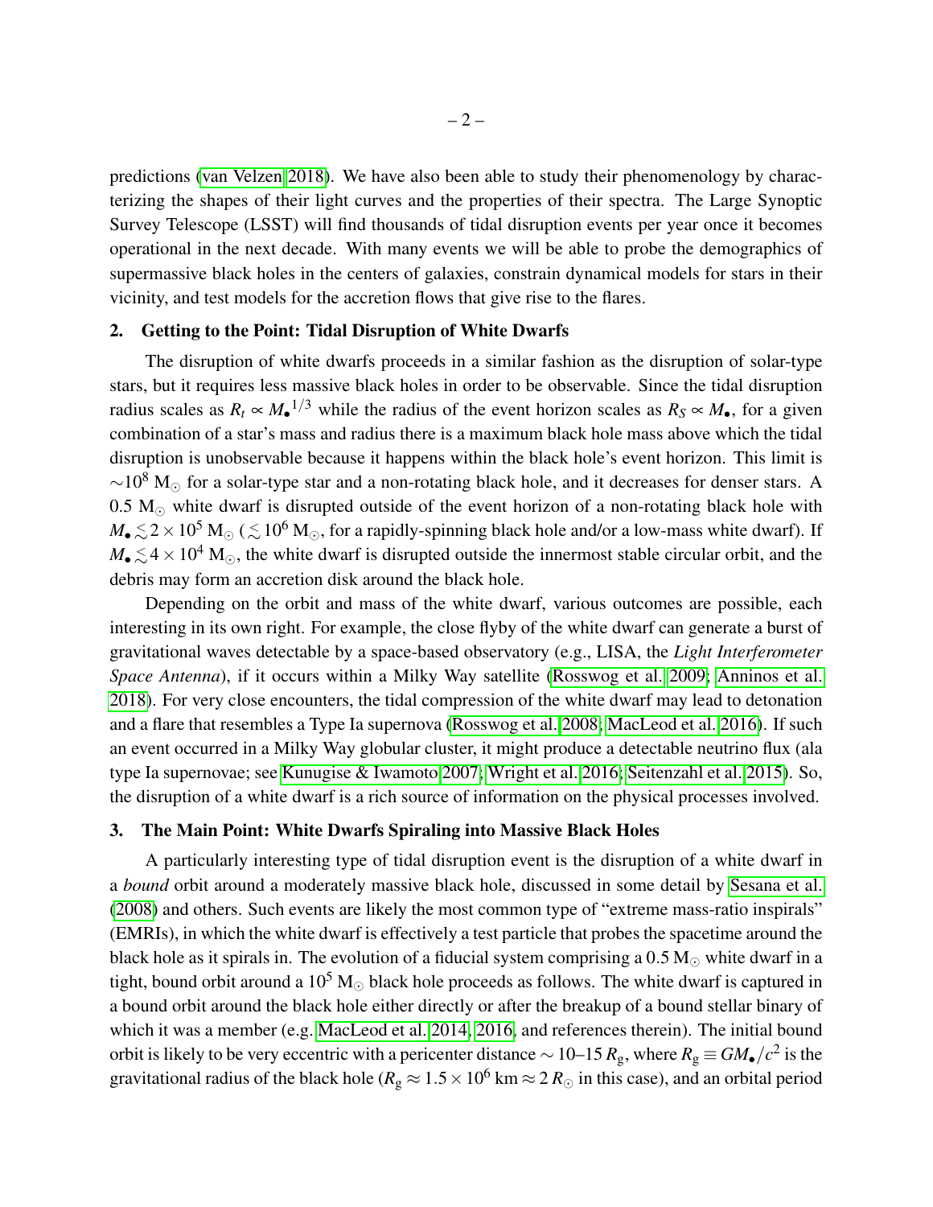predictions (van Velzen 2018). We have also been able to study their phenomenology by characterizing the shapes of their light curves and the properties of their spectra. The Large Synoptic Survey Telescope (LSST) will find thousands of tidal disruption events per year once it becomes operational in the next decade. With many events we will be able to probe the demographics of supermassive black holes in the centers of galaxies, constrain dynamical models for stars in their vicinity, and test models for the accretion flows that give rise to the flares.

## 2. Getting to the Point: Tidal Disruption of White Dwarfs

The disruption of white dwarfs proceeds in a similar fashion as the disruption of solar-type stars, but it requires less massive black holes in order to be observable. Since the tidal disruption radius scales as $R_t \propto {M_\bullet}^{1/3}$ while the radius of the event horizon scales as $R_S \propto M_\bullet$, for a given combination of a star's mass and radius there is a maximum black hole mass above which the tidal disruption is unobservable because it happens within the black hole's event horizon. This limit is $\sim 10^8\ \mathrm{M}_\odot$ for a solar-type star and a non-rotating black hole, and it decreases for denser stars. A $0.5\ \mathrm{M}_\odot$ white dwarf is disrupted outside of the event horizon of a non-rotating black hole with $M_\bullet \lesssim 2\times10^5\ \mathrm{M}_\odot$ ($\lesssim 10^6\ \mathrm{M}_\odot$, for a rapidly-spinning black hole and/or a low-mass white dwarf). If $M_\bullet \lesssim 4\times10^4\ \mathrm{M}_\odot$, the white dwarf is disrupted outside the innermost stable circular orbit, and the debris may form an accretion disk around the black hole.

Depending on the orbit and mass of the white dwarf, various outcomes are possible, each interesting in its own right. For example, the close flyby of the white dwarf can generate a burst of gravitational waves detectable by a space-based observatory (e.g., LISA, the *Light Interferometer Space Antenna*), if it occurs within a Milky Way satellite (Rosswog et al. 2009; Anninos et al. 2018). For very close encounters, the tidal compression of the white dwarf may lead to detonation and a flare that resembles a Type Ia supernova (Rosswog et al. 2008; MacLeod et al. 2016). If such an event occurred in a Milky Way globular cluster, it might produce a detectable neutrino flux (ala type Ia supernovae; see Kunugise & Iwamoto 2007; Wright et al. 2016; Seitenzahl et al. 2015). So, the disruption of a white dwarf is a rich source of information on the physical processes involved.

## 3. The Main Point: White Dwarfs Spiraling into Massive Black Holes

A particularly interesting type of tidal disruption event is the disruption of a white dwarf in a *bound* orbit around a moderately massive black hole, discussed in some detail by Sesana et al. (2008) and others. Such events are likely the most common type of "extreme mass-ratio inspirals" (EMRIs), in which the white dwarf is effectively a test particle that probes the spacetime around the black hole as it spirals in. The evolution of a fiducial system comprising a $0.5\ \mathrm{M}_\odot$ white dwarf in a tight, bound orbit around a $10^5\ \mathrm{M}_\odot$ black hole proceeds as follows. The white dwarf is captured in a bound orbit around the black hole either directly or after the breakup of a bound stellar binary of which it was a member (e.g. MacLeod et al. 2014, 2016, and references therein). The initial bound orbit is likely to be very eccentric with a pericenter distance $\sim$ 10–15 $R_\mathrm{g}$, where $R_\mathrm{g} \equiv GM_\bullet/c^2$ is the gravitational radius of the black hole ($R_\mathrm{g} \approx 1.5\times10^6$ km $\approx 2\,R_\odot$ in this case), and an orbital period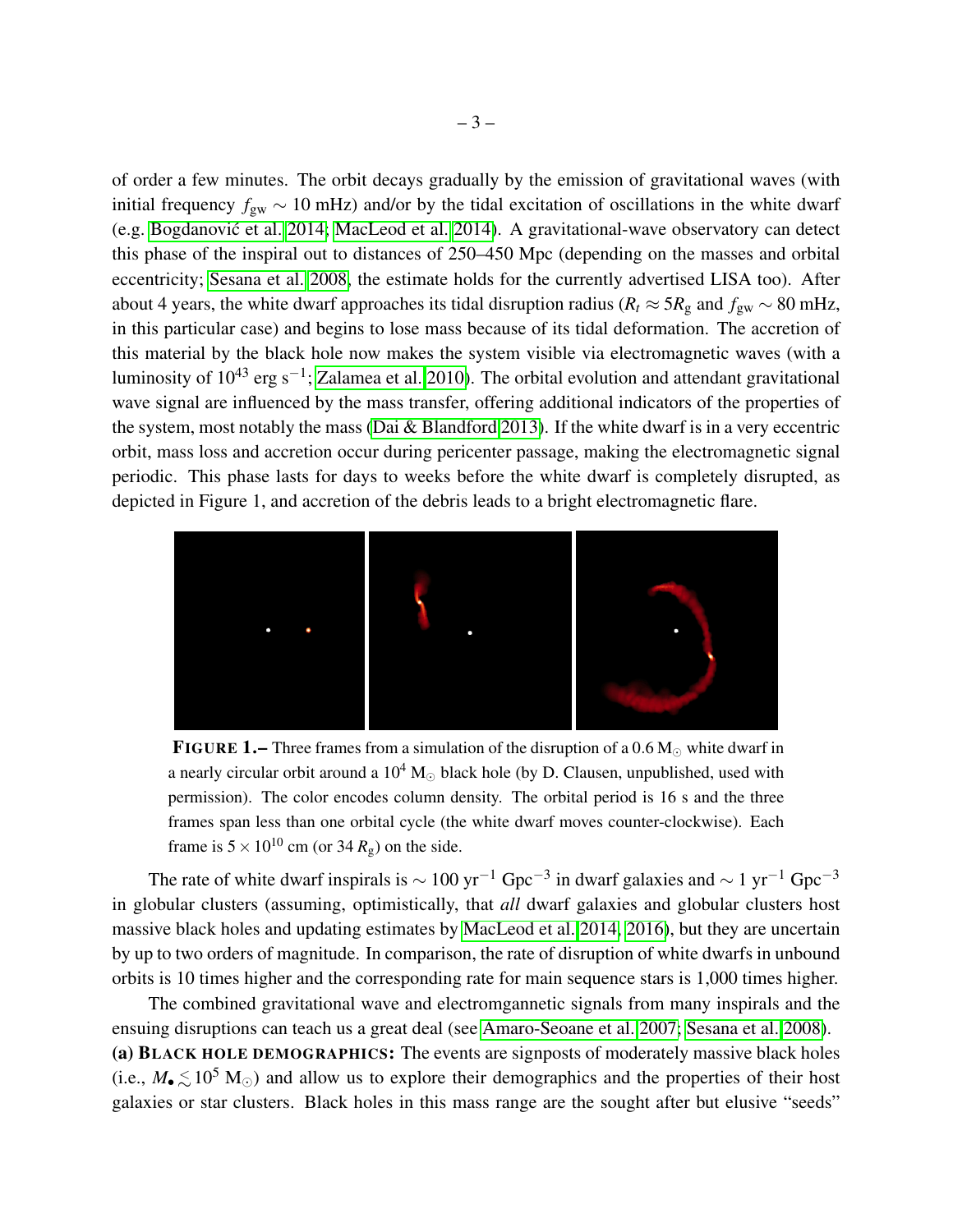of order a few minutes. The orbit decays gradually by the emission of gravitational waves (with initial frequency $f_{\rm gw} \sim 10$ mHz) and/or by the tidal excitation of oscillations in the white dwarf (e.g. Bogdanović et al. 2014; MacLeod et al. 2014). A gravitational-wave observatory can detect this phase of the inspiral out to distances of 250–450 Mpc (depending on the masses and orbital eccentricity; Sesana et al. 2008, the estimate holds for the currently advertised LISA too). After about 4 years, the white dwarf approaches its tidal disruption radius ($R_t \approx 5R_{\rm g}$ and $f_{\rm gw} \sim 80$ mHz, in this particular case) and begins to lose mass because of its tidal deformation. The accretion of this material by the black hole now makes the system visible via electromagnetic waves (with a luminosity of $10^{43}$ erg s$^{-1}$; Zalamea et al. 2010). The orbital evolution and attendant gravitational wave signal are influenced by the mass transfer, offering additional indicators of the properties of the system, most notably the mass (Dai & Blandford 2013). If the white dwarf is in a very eccentric orbit, mass loss and accretion occur during pericenter passage, making the electromagnetic signal periodic. This phase lasts for days to weeks before the white dwarf is completely disrupted, as depicted in Figure 1, and accretion of the debris leads to a bright electromagnetic flare.

**FIGURE 1.–** Three frames from a simulation of the disruption of a 0.6 $M_\odot$ white dwarf in a nearly circular orbit around a $10^4$ $M_\odot$ black hole (by D. Clausen, unpublished, used with permission). The color encodes column density. The orbital period is 16 s and the three frames span less than one orbital cycle (the white dwarf moves counter-clockwise). Each frame is $5 \times 10^{10}$ cm (or 34 $R_{\rm g}$) on the side.

The rate of white dwarf inspirals is $\sim 100$ yr$^{-1}$ Gpc$^{-3}$ in dwarf galaxies and $\sim 1$ yr$^{-1}$ Gpc$^{-3}$ in globular clusters (assuming, optimistically, that *all* dwarf galaxies and globular clusters host massive black holes and updating estimates by MacLeod et al. 2014, 2016), but they are uncertain by up to two orders of magnitude. In comparison, the rate of disruption of white dwarfs in unbound orbits is 10 times higher and the corresponding rate for main sequence stars is 1,000 times higher.

The combined gravitational wave and electromgannetic signals from many inspirals and the ensuing disruptions can teach us a great deal (see Amaro-Seoane et al. 2007; Sesana et al. 2008). **(a) BLACK HOLE DEMOGRAPHICS:** The events are signposts of moderately massive black holes (i.e., $M_\bullet \lesssim 10^5$ $M_\odot$) and allow us to explore their demographics and the properties of their host galaxies or star clusters. Black holes in this mass range are the sought after but elusive "seeds"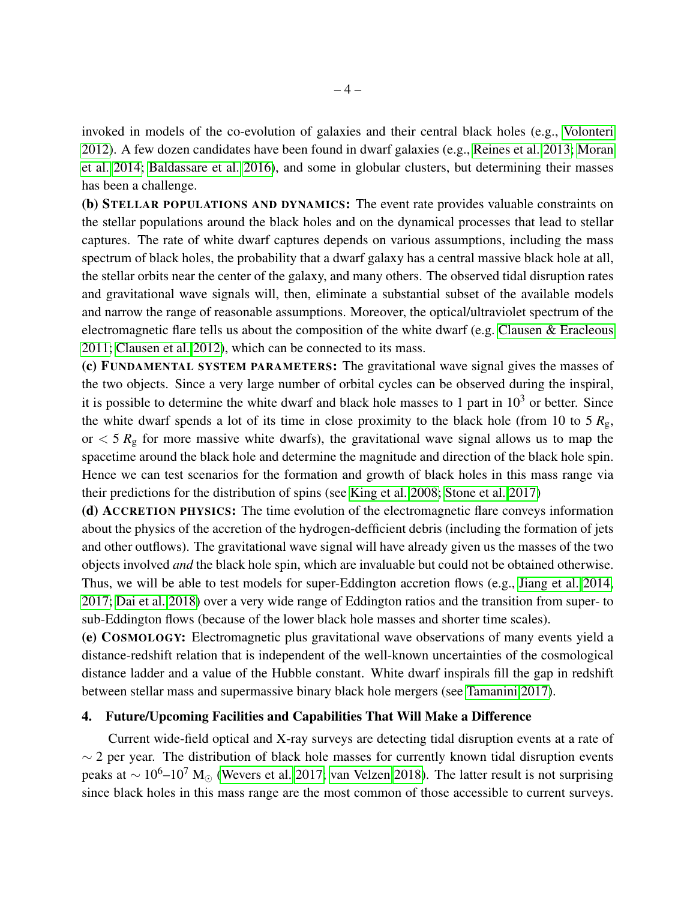invoked in models of the co-evolution of galaxies and their central black holes (e.g., Volonteri 2012). A few dozen candidates have been found in dwarf galaxies (e.g., Reines et al. 2013; Moran et al. 2014; Baldassare et al. 2016), and some in globular clusters, but determining their masses has been a challenge.

**(b) Stellar populations and dynamics:** The event rate provides valuable constraints on the stellar populations around the black holes and on the dynamical processes that lead to stellar captures. The rate of white dwarf captures depends on various assumptions, including the mass spectrum of black holes, the probability that a dwarf galaxy has a central massive black hole at all, the stellar orbits near the center of the galaxy, and many others. The observed tidal disruption rates and gravitational wave signals will, then, eliminate a substantial subset of the available models and narrow the range of reasonable assumptions. Moreover, the optical/ultraviolet spectrum of the electromagnetic flare tells us about the composition of the white dwarf (e.g. Clausen & Eracleous 2011; Clausen et al. 2012), which can be connected to its mass.

**(c) Fundamental system parameters:** The gravitational wave signal gives the masses of the two objects. Since a very large number of orbital cycles can be observed during the inspiral, it is possible to determine the white dwarf and black hole masses to 1 part in $10^3$ or better. Since the white dwarf spends a lot of its time in close proximity to the black hole (from 10 to 5 $R_g$, or $< 5\,R_g$ for more massive white dwarfs), the gravitational wave signal allows us to map the spacetime around the black hole and determine the magnitude and direction of the black hole spin. Hence we can test scenarios for the formation and growth of black holes in this mass range via their predictions for the distribution of spins (see King et al. 2008; Stone et al. 2017)

**(d) Accretion physics:** The time evolution of the electromagnetic flare conveys information about the physics of the accretion of the hydrogen-defficient debris (including the formation of jets and other outflows). The gravitational wave signal will have already given us the masses of the two objects involved *and* the black hole spin, which are invaluable but could not be obtained otherwise. Thus, we will be able to test models for super-Eddington accretion flows (e.g., Jiang et al. 2014, 2017; Dai et al. 2018) over a very wide range of Eddington ratios and the transition from super- to sub-Eddington flows (because of the lower black hole masses and shorter time scales).

**(e) Cosmology:** Electromagnetic plus gravitational wave observations of many events yield a distance-redshift relation that is independent of the well-known uncertainties of the cosmological distance ladder and a value of the Hubble constant. White dwarf inspirals fill the gap in redshift between stellar mass and supermassive binary black hole mergers (see Tamanini 2017).

## 4. Future/Upcoming Facilities and Capabilities That Will Make a Difference

Current wide-field optical and X-ray surveys are detecting tidal disruption events at a rate of $\sim 2$ per year. The distribution of black hole masses for currently known tidal disruption events peaks at $\sim 10^6$–$10^7$ $M_\odot$ (Wevers et al. 2017; van Velzen 2018). The latter result is not surprising since black holes in this mass range are the most common of those accessible to current surveys.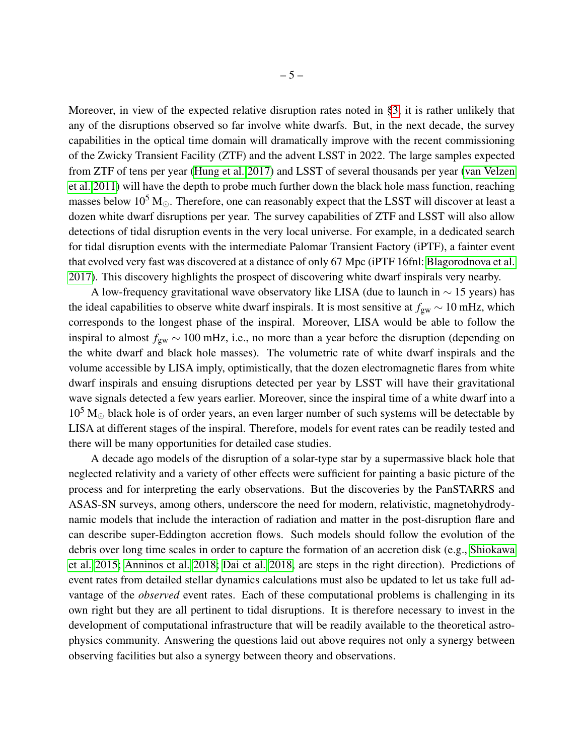Moreover, in view of the expected relative disruption rates noted in §3, it is rather unlikely that any of the disruptions observed so far involve white dwarfs. But, in the next decade, the survey capabilities in the optical time domain will dramatically improve with the recent commissioning of the Zwicky Transient Facility (ZTF) and the advent LSST in 2022. The large samples expected from ZTF of tens per year (Hung et al. 2017) and LSST of several thousands per year (van Velzen et al. 2011) will have the depth to probe much further down the black hole mass function, reaching masses below $10^5$ M$_\odot$. Therefore, one can reasonably expect that the LSST will discover at least a dozen white dwarf disruptions per year. The survey capabilities of ZTF and LSST will also allow detections of tidal disruption events in the very local universe. For example, in a dedicated search for tidal disruption events with the intermediate Palomar Transient Factory (iPTF), a fainter event that evolved very fast was discovered at a distance of only 67 Mpc (iPTF 16fnl: Blagorodnova et al. 2017). This discovery highlights the prospect of discovering white dwarf inspirals very nearby.

A low-frequency gravitational wave observatory like LISA (due to launch in $\sim 15$ years) has the ideal capabilities to observe white dwarf inspirals. It is most sensitive at $f_{\rm gw} \sim 10$ mHz, which corresponds to the longest phase of the inspiral. Moreover, LISA would be able to follow the inspiral to almost $f_{\rm gw} \sim 100$ mHz, i.e., no more than a year before the disruption (depending on the white dwarf and black hole masses). The volumetric rate of white dwarf inspirals and the volume accessible by LISA imply, optimistically, that the dozen electromagnetic flares from white dwarf inspirals and ensuing disruptions detected per year by LSST will have their gravitational wave signals detected a few years earlier. Moreover, since the inspiral time of a white dwarf into a $10^5$ M$_\odot$ black hole is of order years, an even larger number of such systems will be detectable by LISA at different stages of the inspiral. Therefore, models for event rates can be readily tested and there will be many opportunities for detailed case studies.

A decade ago models of the disruption of a solar-type star by a supermassive black hole that neglected relativity and a variety of other effects were sufficient for painting a basic picture of the process and for interpreting the early observations. But the discoveries by the PanSTARRS and ASAS-SN surveys, among others, underscore the need for modern, relativistic, magnetohydrodynamic models that include the interaction of radiation and matter in the post-disruption flare and can describe super-Eddington accretion flows. Such models should follow the evolution of the debris over long time scales in order to capture the formation of an accretion disk (e.g., Shiokawa et al. 2015; Anninos et al. 2018; Dai et al. 2018, are steps in the right direction). Predictions of event rates from detailed stellar dynamics calculations must also be updated to let us take full advantage of the *observed* event rates. Each of these computational problems is challenging in its own right but they are all pertinent to tidal disruptions. It is therefore necessary to invest in the development of computational infrastructure that will be readily available to the theoretical astrophysics community. Answering the questions laid out above requires not only a synergy between observing facilities but also a synergy between theory and observations.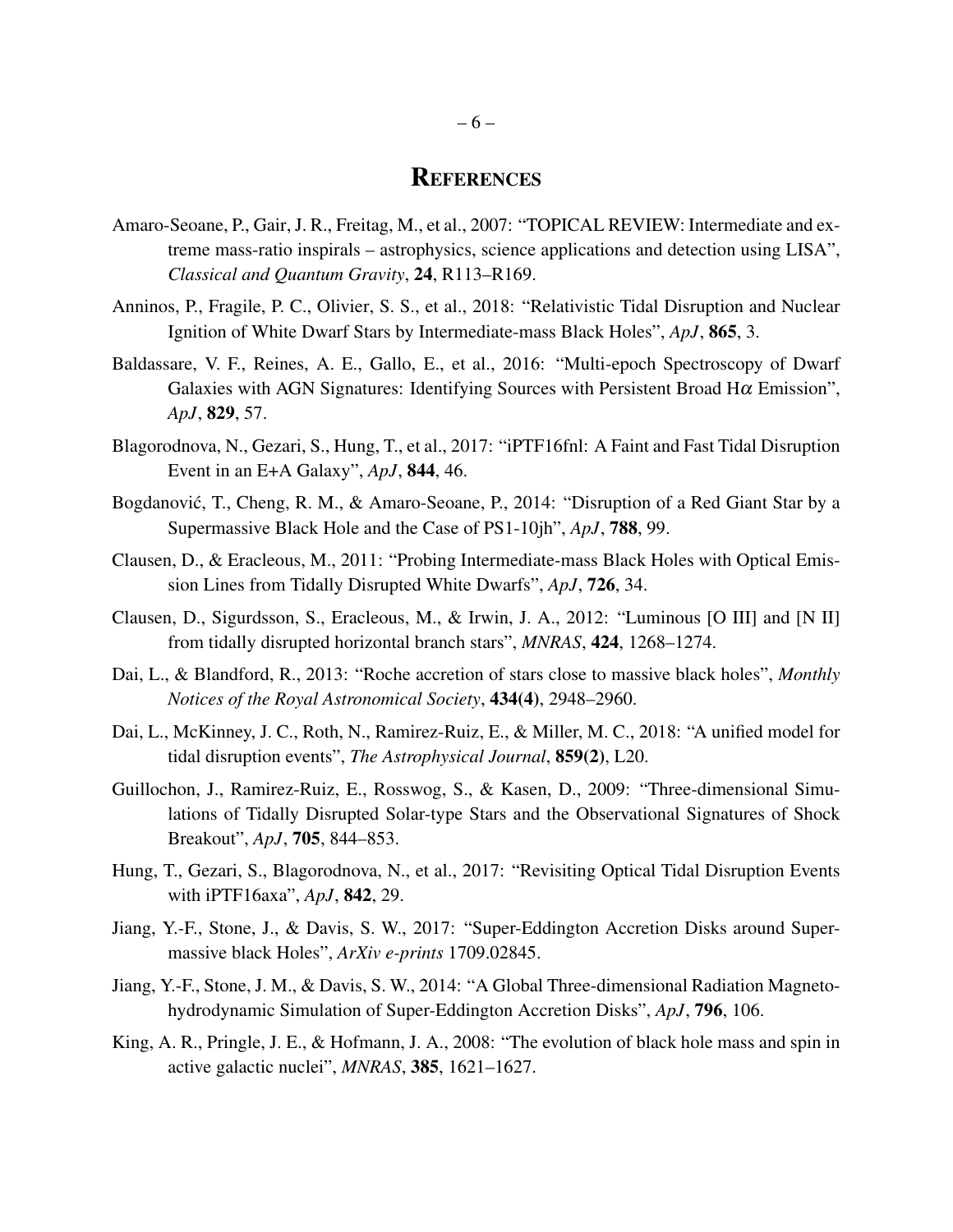# References

Amaro-Seoane, P., Gair, J. R., Freitag, M., et al., 2007: "TOPICAL REVIEW: Intermediate and extreme mass-ratio inspirals – astrophysics, science applications and detection using LISA", *Classical and Quantum Gravity*, **24**, R113–R169.

Anninos, P., Fragile, P. C., Olivier, S. S., et al., 2018: "Relativistic Tidal Disruption and Nuclear Ignition of White Dwarf Stars by Intermediate-mass Black Holes", *ApJ*, **865**, 3.

Baldassare, V. F., Reines, A. E., Gallo, E., et al., 2016: "Multi-epoch Spectroscopy of Dwarf Galaxies with AGN Signatures: Identifying Sources with Persistent Broad H$\alpha$ Emission", *ApJ*, **829**, 57.

Blagorodnova, N., Gezari, S., Hung, T., et al., 2017: "iPTF16fnl: A Faint and Fast Tidal Disruption Event in an E+A Galaxy", *ApJ*, **844**, 46.

Bogdanović, T., Cheng, R. M., & Amaro-Seoane, P., 2014: "Disruption of a Red Giant Star by a Supermassive Black Hole and the Case of PS1-10jh", *ApJ*, **788**, 99.

Clausen, D., & Eracleous, M., 2011: "Probing Intermediate-mass Black Holes with Optical Emission Lines from Tidally Disrupted White Dwarfs", *ApJ*, **726**, 34.

Clausen, D., Sigurdsson, S., Eracleous, M., & Irwin, J. A., 2012: "Luminous [O III] and [N II] from tidally disrupted horizontal branch stars", *MNRAS*, **424**, 1268–1274.

Dai, L., & Blandford, R., 2013: "Roche accretion of stars close to massive black holes", *Monthly Notices of the Royal Astronomical Society*, **434(4)**, 2948–2960.

Dai, L., McKinney, J. C., Roth, N., Ramirez-Ruiz, E., & Miller, M. C., 2018: "A unified model for tidal disruption events", *The Astrophysical Journal*, **859(2)**, L20.

Guillochon, J., Ramirez-Ruiz, E., Rosswog, S., & Kasen, D., 2009: "Three-dimensional Simulations of Tidally Disrupted Solar-type Stars and the Observational Signatures of Shock Breakout", *ApJ*, **705**, 844–853.

Hung, T., Gezari, S., Blagorodnova, N., et al., 2017: "Revisiting Optical Tidal Disruption Events with iPTF16axa", *ApJ*, **842**, 29.

Jiang, Y.-F., Stone, J., & Davis, S. W., 2017: "Super-Eddington Accretion Disks around Supermassive black Holes", *ArXiv e-prints* 1709.02845.

Jiang, Y.-F., Stone, J. M., & Davis, S. W., 2014: "A Global Three-dimensional Radiation Magneto-hydrodynamic Simulation of Super-Eddington Accretion Disks", *ApJ*, **796**, 106.

King, A. R., Pringle, J. E., & Hofmann, J. A., 2008: "The evolution of black hole mass and spin in active galactic nuclei", *MNRAS*, **385**, 1621–1627.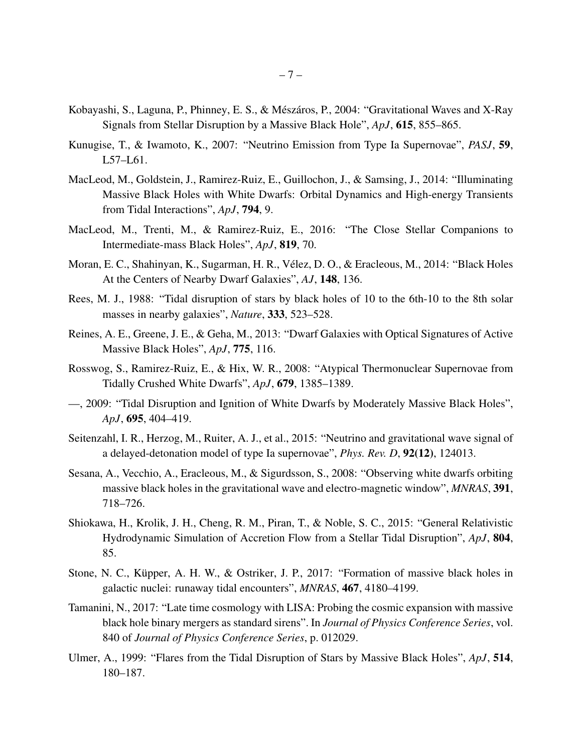Kobayashi, S., Laguna, P., Phinney, E. S., & Mészáros, P., 2004: "Gravitational Waves and X-Ray Signals from Stellar Disruption by a Massive Black Hole", *ApJ*, **615**, 855–865.

Kunugise, T., & Iwamoto, K., 2007: "Neutrino Emission from Type Ia Supernovae", *PASJ*, **59**, L57–L61.

MacLeod, M., Goldstein, J., Ramirez-Ruiz, E., Guillochon, J., & Samsing, J., 2014: "Illuminating Massive Black Holes with White Dwarfs: Orbital Dynamics and High-energy Transients from Tidal Interactions", *ApJ*, **794**, 9.

MacLeod, M., Trenti, M., & Ramirez-Ruiz, E., 2016: "The Close Stellar Companions to Intermediate-mass Black Holes", *ApJ*, **819**, 70.

Moran, E. C., Shahinyan, K., Sugarman, H. R., Vélez, D. O., & Eracleous, M., 2014: "Black Holes At the Centers of Nearby Dwarf Galaxies", *AJ*, **148**, 136.

Rees, M. J., 1988: "Tidal disruption of stars by black holes of 10 to the 6th-10 to the 8th solar masses in nearby galaxies", *Nature*, **333**, 523–528.

Reines, A. E., Greene, J. E., & Geha, M., 2013: "Dwarf Galaxies with Optical Signatures of Active Massive Black Holes", *ApJ*, **775**, 116.

Rosswog, S., Ramirez-Ruiz, E., & Hix, W. R., 2008: "Atypical Thermonuclear Supernovae from Tidally Crushed White Dwarfs", *ApJ*, **679**, 1385–1389.

—, 2009: "Tidal Disruption and Ignition of White Dwarfs by Moderately Massive Black Holes", *ApJ*, **695**, 404–419.

Seitenzahl, I. R., Herzog, M., Ruiter, A. J., et al., 2015: "Neutrino and gravitational wave signal of a delayed-detonation model of type Ia supernovae", *Phys. Rev. D*, **92(12)**, 124013.

Sesana, A., Vecchio, A., Eracleous, M., & Sigurdsson, S., 2008: "Observing white dwarfs orbiting massive black holes in the gravitational wave and electro-magnetic window", *MNRAS*, **391**, 718–726.

Shiokawa, H., Krolik, J. H., Cheng, R. M., Piran, T., & Noble, S. C., 2015: "General Relativistic Hydrodynamic Simulation of Accretion Flow from a Stellar Tidal Disruption", *ApJ*, **804**, 85.

Stone, N. C., Küpper, A. H. W., & Ostriker, J. P., 2017: "Formation of massive black holes in galactic nuclei: runaway tidal encounters", *MNRAS*, **467**, 4180–4199.

Tamanini, N., 2017: "Late time cosmology with LISA: Probing the cosmic expansion with massive black hole binary mergers as standard sirens". In *Journal of Physics Conference Series*, vol. 840 of *Journal of Physics Conference Series*, p. 012029.

Ulmer, A., 1999: "Flares from the Tidal Disruption of Stars by Massive Black Holes", *ApJ*, **514**, 180–187.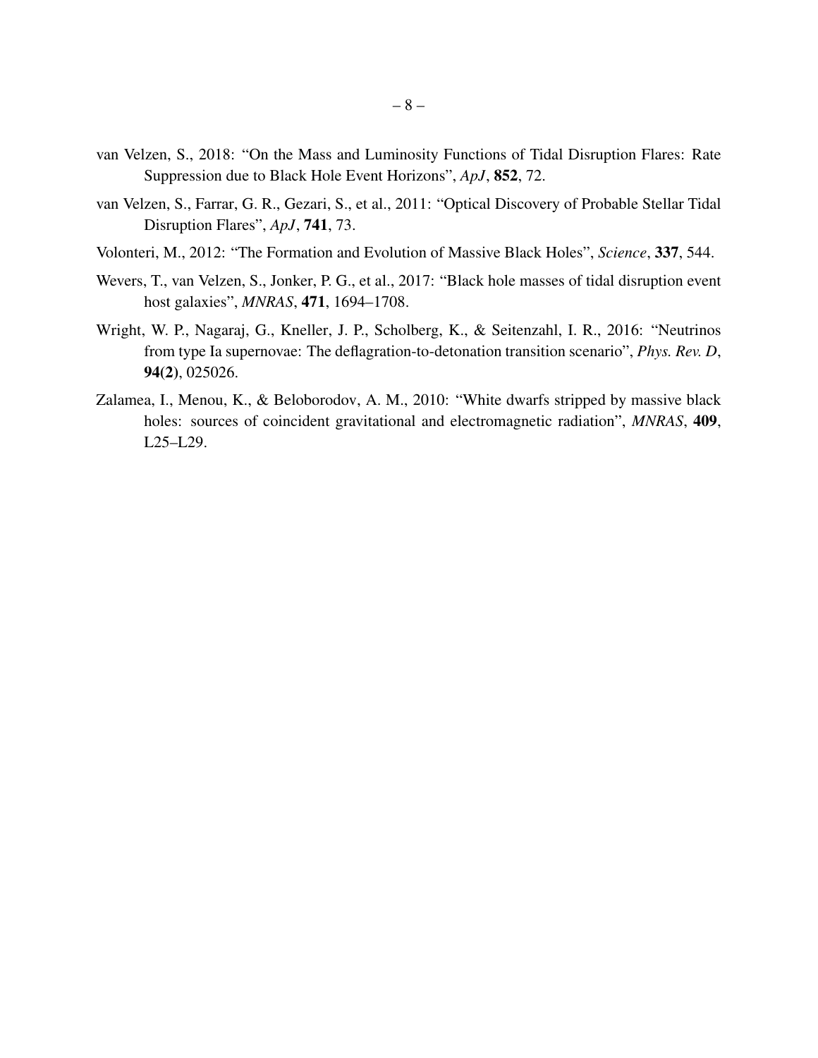van Velzen, S., 2018: "On the Mass and Luminosity Functions of Tidal Disruption Flares: Rate Suppression due to Black Hole Event Horizons", *ApJ*, **852**, 72.

van Velzen, S., Farrar, G. R., Gezari, S., et al., 2011: "Optical Discovery of Probable Stellar Tidal Disruption Flares", *ApJ*, **741**, 73.

Volonteri, M., 2012: "The Formation and Evolution of Massive Black Holes", *Science*, **337**, 544.

Wevers, T., van Velzen, S., Jonker, P. G., et al., 2017: "Black hole masses of tidal disruption event host galaxies", *MNRAS*, **471**, 1694–1708.

Wright, W. P., Nagaraj, G., Kneller, J. P., Scholberg, K., & Seitenzahl, I. R., 2016: "Neutrinos from type Ia supernovae: The deflagration-to-detonation transition scenario", *Phys. Rev. D*, **94(2)**, 025026.

Zalamea, I., Menou, K., & Beloborodov, A. M., 2010: "White dwarfs stripped by massive black holes: sources of coincident gravitational and electromagnetic radiation", *MNRAS*, **409**, L25–L29.